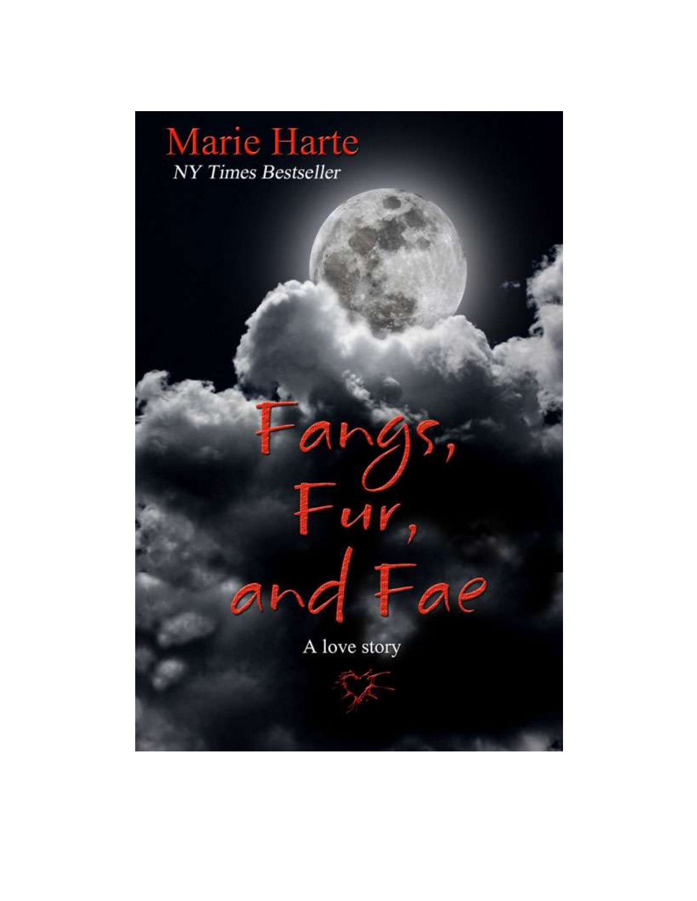Marie Harte

*NY Times Bestseller*

# Fangs, Fur, and Fae

A love story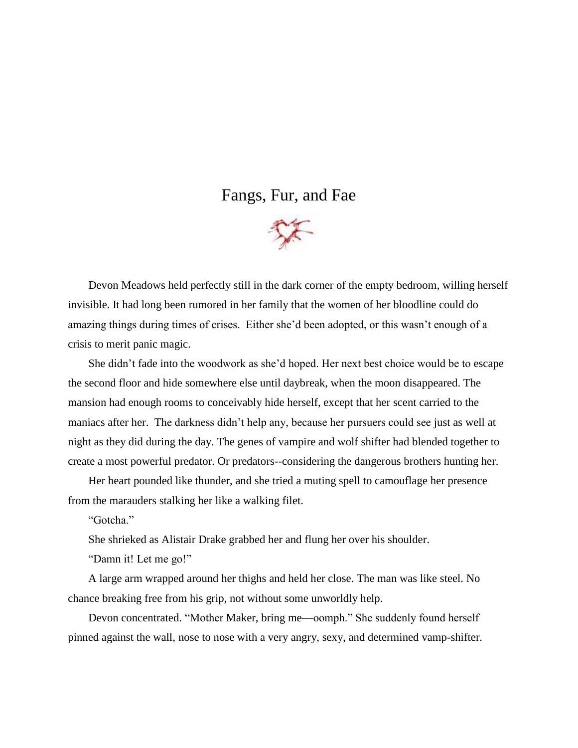# Fangs, Fur, and Fae

Devon Meadows held perfectly still in the dark corner of the empty bedroom, willing herself invisible. It had long been rumored in her family that the women of her bloodline could do amazing things during times of crises. Either she'd been adopted, or this wasn't enough of a crisis to merit panic magic.

She didn't fade into the woodwork as she'd hoped. Her next best choice would be to escape the second floor and hide somewhere else until daybreak, when the moon disappeared. The mansion had enough rooms to conceivably hide herself, except that her scent carried to the maniacs after her. The darkness didn't help any, because her pursuers could see just as well at night as they did during the day. The genes of vampire and wolf shifter had blended together to create a most powerful predator. Or predators--considering the dangerous brothers hunting her.

Her heart pounded like thunder, and she tried a muting spell to camouflage her presence from the marauders stalking her like a walking filet.

"Gotcha."

She shrieked as Alistair Drake grabbed her and flung her over his shoulder.

"Damn it! Let me go!"

A large arm wrapped around her thighs and held her close. The man was like steel. No chance breaking free from his grip, not without some unworldly help.

Devon concentrated. "Mother Maker, bring me—oomph." She suddenly found herself pinned against the wall, nose to nose with a very angry, sexy, and determined vamp-shifter.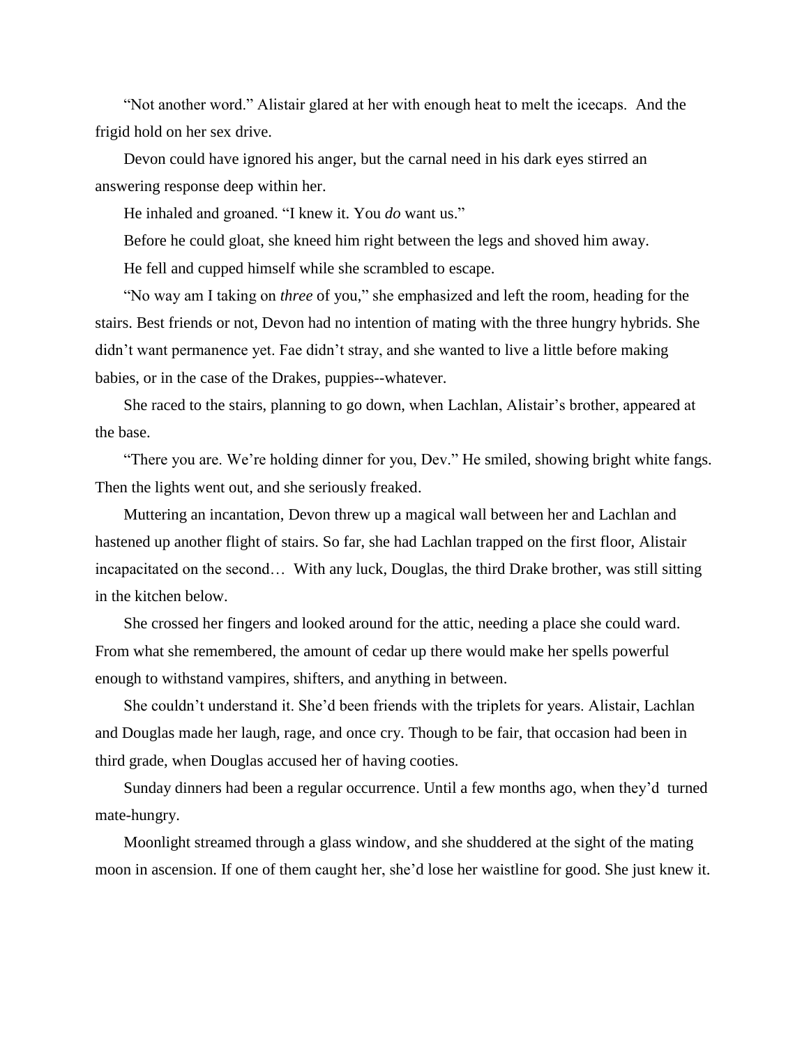"Not another word." Alistair glared at her with enough heat to melt the icecaps. And the frigid hold on her sex drive.

Devon could have ignored his anger, but the carnal need in his dark eyes stirred an answering response deep within her.

He inhaled and groaned. "I knew it. You *do* want us."

Before he could gloat, she kneed him right between the legs and shoved him away.

He fell and cupped himself while she scrambled to escape.

"No way am I taking on *three* of you," she emphasized and left the room, heading for the stairs. Best friends or not, Devon had no intention of mating with the three hungry hybrids. She didn't want permanence yet. Fae didn't stray, and she wanted to live a little before making babies, or in the case of the Drakes, puppies--whatever.

She raced to the stairs, planning to go down, when Lachlan, Alistair's brother, appeared at the base.

"There you are. We're holding dinner for you, Dev." He smiled, showing bright white fangs. Then the lights went out, and she seriously freaked.

Muttering an incantation, Devon threw up a magical wall between her and Lachlan and hastened up another flight of stairs. So far, she had Lachlan trapped on the first floor, Alistair incapacitated on the second… With any luck, Douglas, the third Drake brother, was still sitting in the kitchen below.

She crossed her fingers and looked around for the attic, needing a place she could ward. From what she remembered, the amount of cedar up there would make her spells powerful enough to withstand vampires, shifters, and anything in between.

She couldn't understand it. She'd been friends with the triplets for years. Alistair, Lachlan and Douglas made her laugh, rage, and once cry. Though to be fair, that occasion had been in third grade, when Douglas accused her of having cooties.

Sunday dinners had been a regular occurrence. Until a few months ago, when they'd turned mate-hungry.

Moonlight streamed through a glass window, and she shuddered at the sight of the mating moon in ascension. If one of them caught her, she'd lose her waistline for good. She just knew it.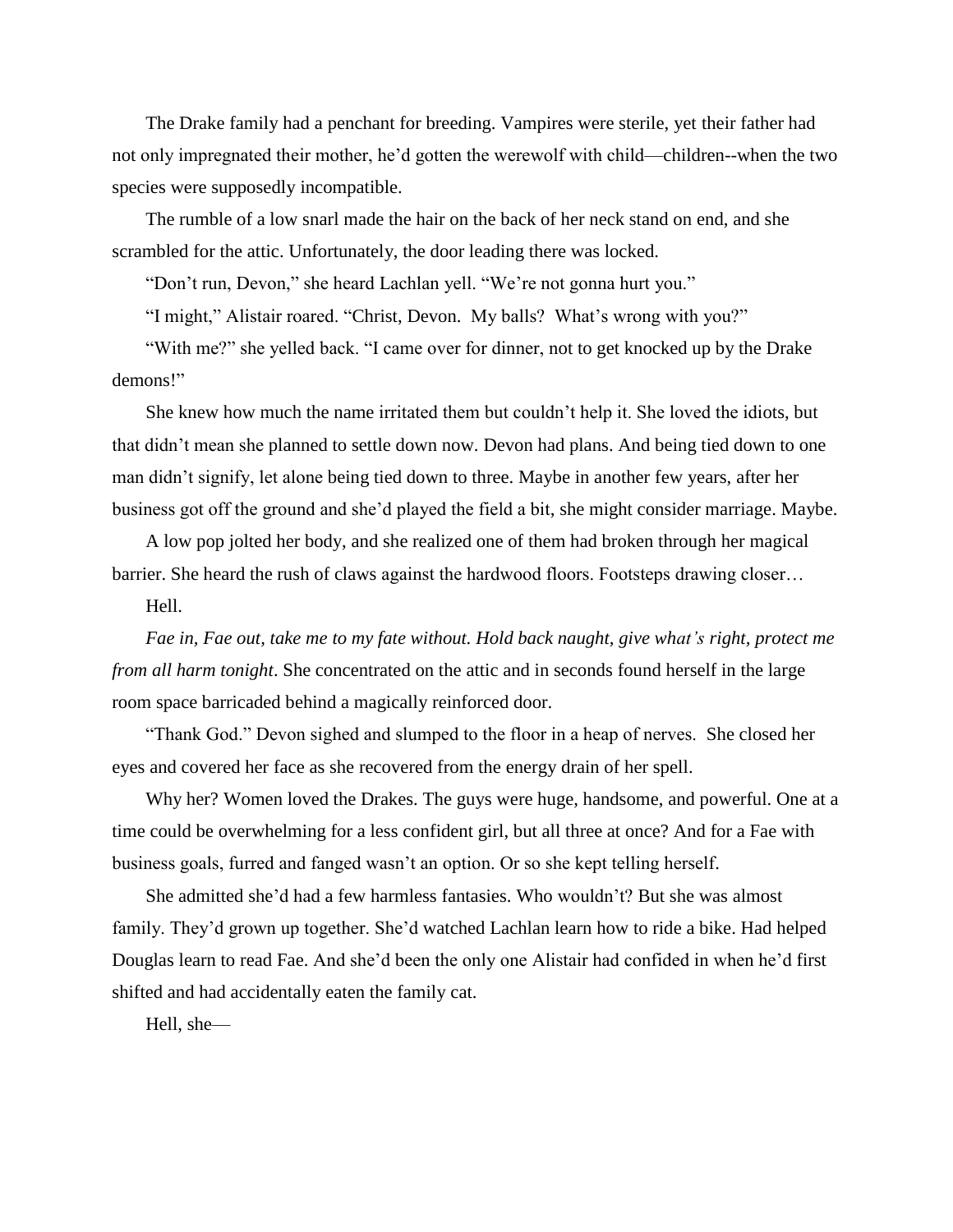The Drake family had a penchant for breeding. Vampires were sterile, yet their father had not only impregnated their mother, he'd gotten the werewolf with child—children--when the two species were supposedly incompatible.

The rumble of a low snarl made the hair on the back of her neck stand on end, and she scrambled for the attic. Unfortunately, the door leading there was locked.

"Don't run, Devon," she heard Lachlan yell. "We're not gonna hurt you."

"I might," Alistair roared. "Christ, Devon. My balls? What's wrong with you?"

"With me?" she yelled back. "I came over for dinner, not to get knocked up by the Drake demons!"

She knew how much the name irritated them but couldn't help it. She loved the idiots, but that didn't mean she planned to settle down now. Devon had plans. And being tied down to one man didn't signify, let alone being tied down to three. Maybe in another few years, after her business got off the ground and she'd played the field a bit, she might consider marriage. Maybe.

A low pop jolted her body, and she realized one of them had broken through her magical barrier. She heard the rush of claws against the hardwood floors. Footsteps drawing closer…

Hell.

*Fae in, Fae out, take me to my fate without. Hold back naught, give what's right, protect me from all harm tonight*. She concentrated on the attic and in seconds found herself in the large room space barricaded behind a magically reinforced door.

"Thank God." Devon sighed and slumped to the floor in a heap of nerves. She closed her eyes and covered her face as she recovered from the energy drain of her spell.

Why her? Women loved the Drakes. The guys were huge, handsome, and powerful. One at a time could be overwhelming for a less confident girl, but all three at once? And for a Fae with business goals, furred and fanged wasn't an option. Or so she kept telling herself.

She admitted she'd had a few harmless fantasies. Who wouldn't? But she was almost family. They'd grown up together. She'd watched Lachlan learn how to ride a bike. Had helped Douglas learn to read Fae. And she'd been the only one Alistair had confided in when he'd first shifted and had accidentally eaten the family cat.

Hell, she—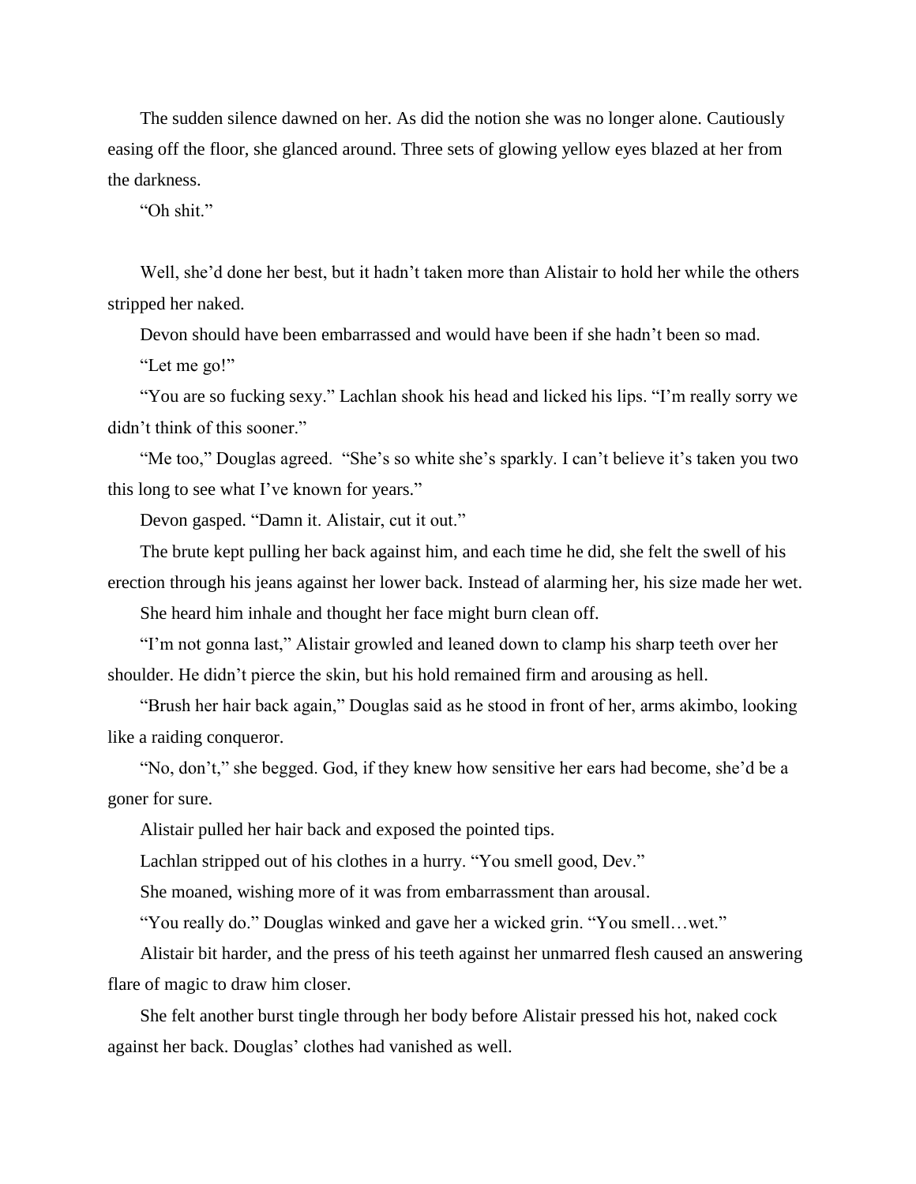The sudden silence dawned on her. As did the notion she was no longer alone. Cautiously easing off the floor, she glanced around. Three sets of glowing yellow eyes blazed at her from the darkness.

"Oh shit."

Well, she'd done her best, but it hadn't taken more than Alistair to hold her while the others stripped her naked.

Devon should have been embarrassed and would have been if she hadn't been so mad.

"Let me go!"

"You are so fucking sexy." Lachlan shook his head and licked his lips. "I'm really sorry we didn't think of this sooner."

"Me too," Douglas agreed. "She's so white she's sparkly. I can't believe it's taken you two this long to see what I've known for years."

Devon gasped. "Damn it. Alistair, cut it out."

The brute kept pulling her back against him, and each time he did, she felt the swell of his erection through his jeans against her lower back. Instead of alarming her, his size made her wet.

She heard him inhale and thought her face might burn clean off.

"I'm not gonna last," Alistair growled and leaned down to clamp his sharp teeth over her shoulder. He didn't pierce the skin, but his hold remained firm and arousing as hell.

"Brush her hair back again," Douglas said as he stood in front of her, arms akimbo, looking like a raiding conqueror.

"No, don't," she begged. God, if they knew how sensitive her ears had become, she'd be a goner for sure.

Alistair pulled her hair back and exposed the pointed tips.

Lachlan stripped out of his clothes in a hurry. "You smell good, Dev."

She moaned, wishing more of it was from embarrassment than arousal.

"You really do." Douglas winked and gave her a wicked grin. "You smell…wet."

Alistair bit harder, and the press of his teeth against her unmarred flesh caused an answering flare of magic to draw him closer.

She felt another burst tingle through her body before Alistair pressed his hot, naked cock against her back. Douglas' clothes had vanished as well.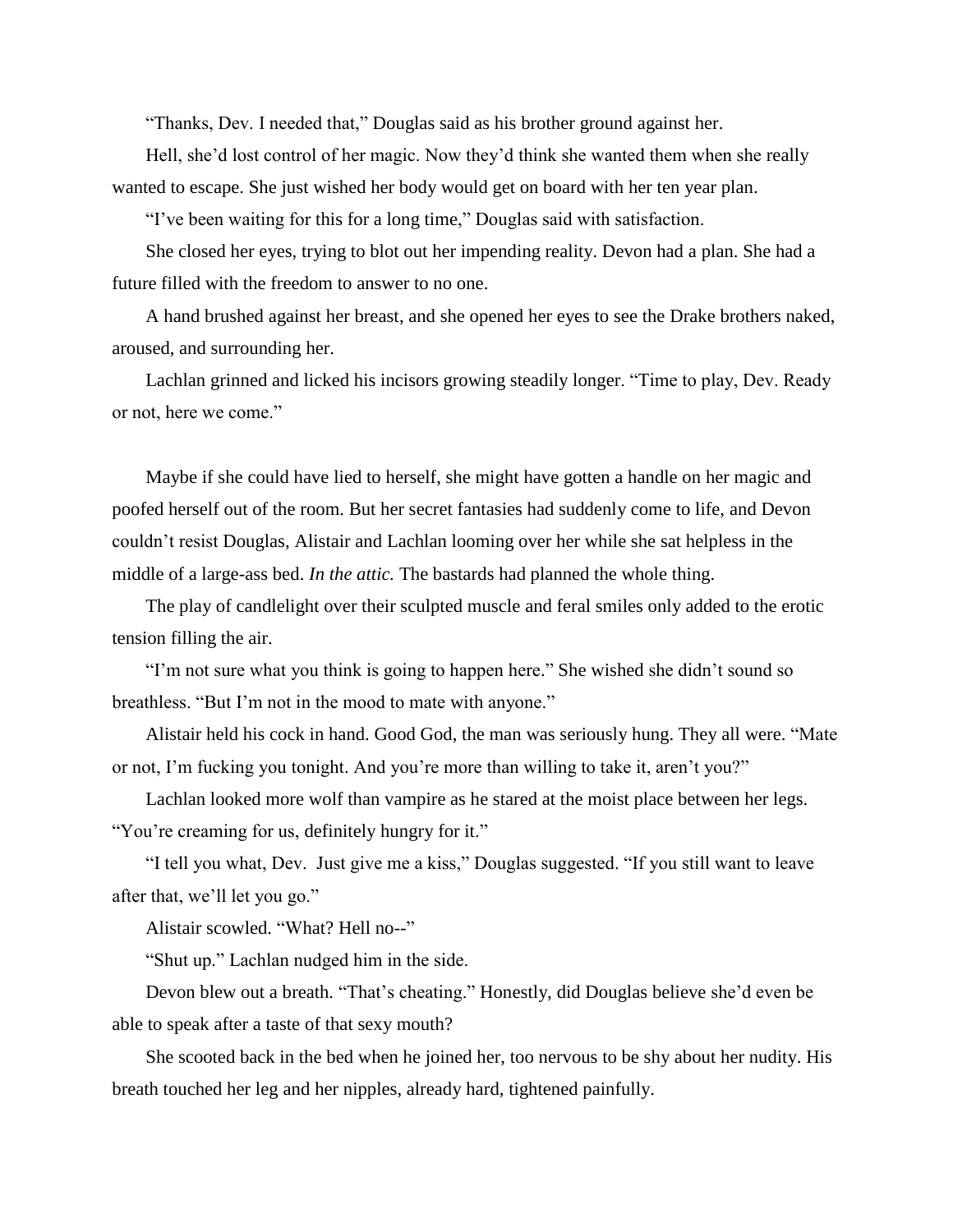"Thanks, Dev. I needed that," Douglas said as his brother ground against her.

Hell, she'd lost control of her magic. Now they'd think she wanted them when she really wanted to escape. She just wished her body would get on board with her ten year plan.

"I've been waiting for this for a long time," Douglas said with satisfaction.

She closed her eyes, trying to blot out her impending reality. Devon had a plan. She had a future filled with the freedom to answer to no one.

A hand brushed against her breast, and she opened her eyes to see the Drake brothers naked, aroused, and surrounding her.

Lachlan grinned and licked his incisors growing steadily longer. "Time to play, Dev. Ready or not, here we come."

Maybe if she could have lied to herself, she might have gotten a handle on her magic and poofed herself out of the room. But her secret fantasies had suddenly come to life, and Devon couldn't resist Douglas, Alistair and Lachlan looming over her while she sat helpless in the middle of a large-ass bed. *In the attic.* The bastards had planned the whole thing.

The play of candlelight over their sculpted muscle and feral smiles only added to the erotic tension filling the air.

"I'm not sure what you think is going to happen here." She wished she didn't sound so breathless. "But I'm not in the mood to mate with anyone."

Alistair held his cock in hand. Good God, the man was seriously hung. They all were. "Mate or not, I'm fucking you tonight. And you're more than willing to take it, aren't you?"

Lachlan looked more wolf than vampire as he stared at the moist place between her legs. "You're creaming for us, definitely hungry for it."

"I tell you what, Dev. Just give me a kiss," Douglas suggested. "If you still want to leave after that, we'll let you go."

Alistair scowled. "What? Hell no--"

"Shut up." Lachlan nudged him in the side.

Devon blew out a breath. "That's cheating." Honestly, did Douglas believe she'd even be able to speak after a taste of that sexy mouth?

She scooted back in the bed when he joined her, too nervous to be shy about her nudity. His breath touched her leg and her nipples, already hard, tightened painfully.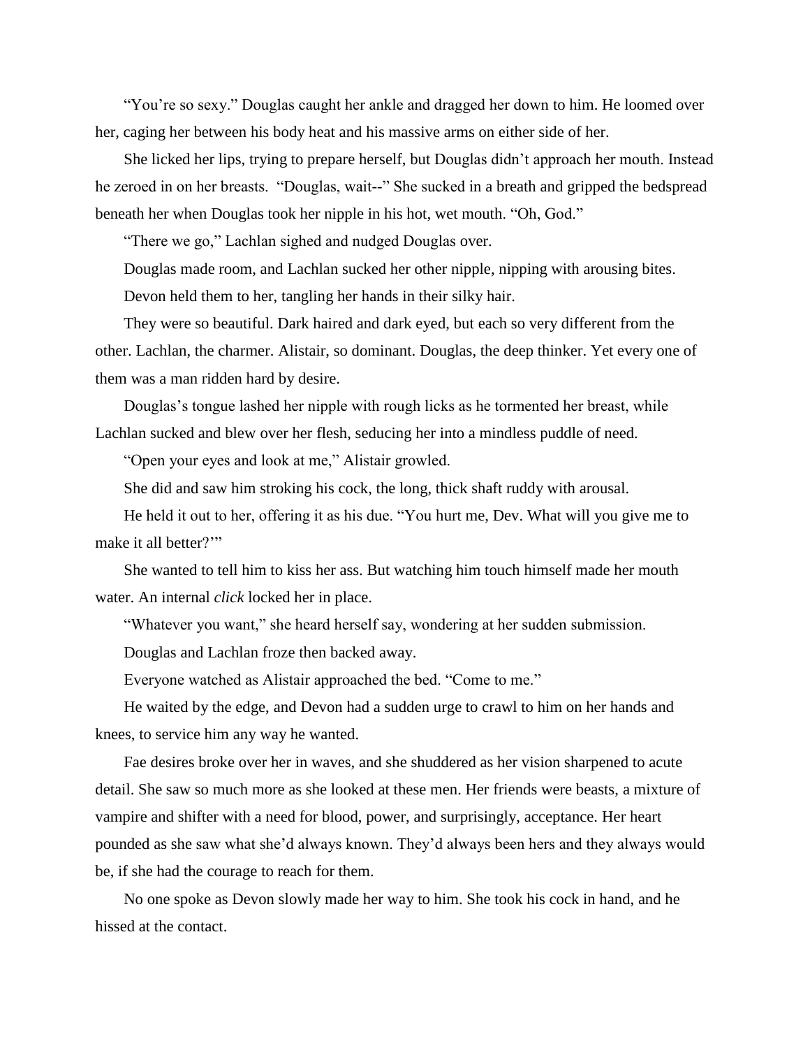"You're so sexy." Douglas caught her ankle and dragged her down to him. He loomed over her, caging her between his body heat and his massive arms on either side of her.

She licked her lips, trying to prepare herself, but Douglas didn't approach her mouth. Instead he zeroed in on her breasts. "Douglas, wait--" She sucked in a breath and gripped the bedspread beneath her when Douglas took her nipple in his hot, wet mouth. "Oh, God."

"There we go," Lachlan sighed and nudged Douglas over.

Douglas made room, and Lachlan sucked her other nipple, nipping with arousing bites.

Devon held them to her, tangling her hands in their silky hair.

They were so beautiful. Dark haired and dark eyed, but each so very different from the other. Lachlan, the charmer. Alistair, so dominant. Douglas, the deep thinker. Yet every one of them was a man ridden hard by desire.

Douglas's tongue lashed her nipple with rough licks as he tormented her breast, while Lachlan sucked and blew over her flesh, seducing her into a mindless puddle of need.

"Open your eyes and look at me," Alistair growled.

She did and saw him stroking his cock, the long, thick shaft ruddy with arousal.

He held it out to her, offering it as his due. "You hurt me, Dev. What will you give me to make it all better?'"

She wanted to tell him to kiss her ass. But watching him touch himself made her mouth water. An internal *click* locked her in place.

"Whatever you want," she heard herself say, wondering at her sudden submission.

Douglas and Lachlan froze then backed away.

Everyone watched as Alistair approached the bed. "Come to me."

He waited by the edge, and Devon had a sudden urge to crawl to him on her hands and knees, to service him any way he wanted.

Fae desires broke over her in waves, and she shuddered as her vision sharpened to acute detail. She saw so much more as she looked at these men. Her friends were beasts, a mixture of vampire and shifter with a need for blood, power, and surprisingly, acceptance. Her heart pounded as she saw what she'd always known. They'd always been hers and they always would be, if she had the courage to reach for them.

No one spoke as Devon slowly made her way to him. She took his cock in hand, and he hissed at the contact.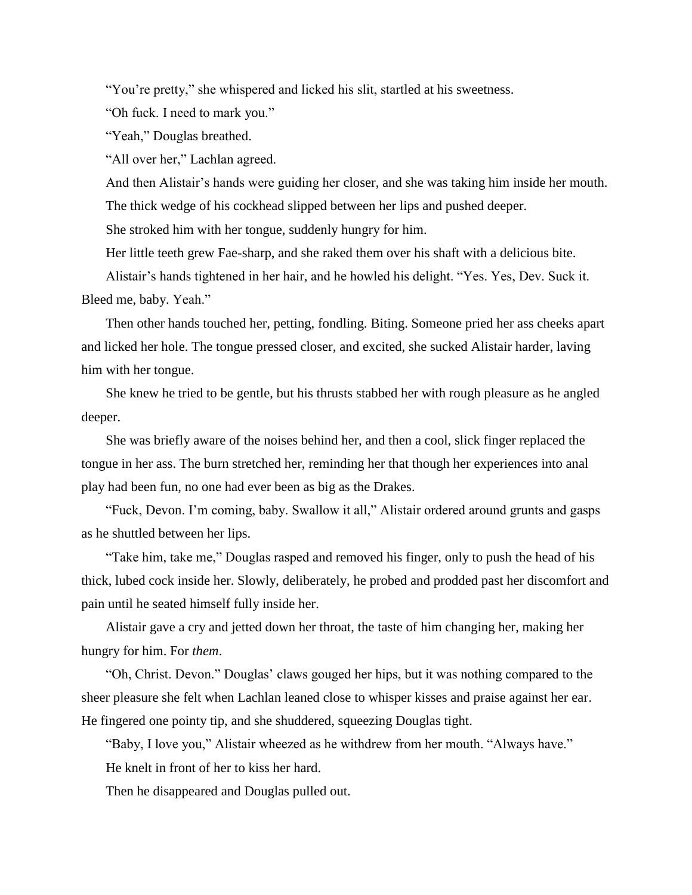"You're pretty," she whispered and licked his slit, startled at his sweetness.

"Oh fuck. I need to mark you."

"Yeah," Douglas breathed.

"All over her," Lachlan agreed.

And then Alistair's hands were guiding her closer, and she was taking him inside her mouth.

The thick wedge of his cockhead slipped between her lips and pushed deeper.

She stroked him with her tongue, suddenly hungry for him.

Her little teeth grew Fae-sharp, and she raked them over his shaft with a delicious bite.

Alistair's hands tightened in her hair, and he howled his delight. "Yes. Yes, Dev. Suck it. Bleed me, baby. Yeah."

Then other hands touched her, petting, fondling. Biting. Someone pried her ass cheeks apart and licked her hole. The tongue pressed closer, and excited, she sucked Alistair harder, laving him with her tongue.

She knew he tried to be gentle, but his thrusts stabbed her with rough pleasure as he angled deeper.

She was briefly aware of the noises behind her, and then a cool, slick finger replaced the tongue in her ass. The burn stretched her, reminding her that though her experiences into anal play had been fun, no one had ever been as big as the Drakes.

"Fuck, Devon. I'm coming, baby. Swallow it all," Alistair ordered around grunts and gasps as he shuttled between her lips.

"Take him, take me," Douglas rasped and removed his finger, only to push the head of his thick, lubed cock inside her. Slowly, deliberately, he probed and prodded past her discomfort and pain until he seated himself fully inside her.

Alistair gave a cry and jetted down her throat, the taste of him changing her, making her hungry for him. For *them*.

"Oh, Christ. Devon." Douglas' claws gouged her hips, but it was nothing compared to the sheer pleasure she felt when Lachlan leaned close to whisper kisses and praise against her ear. He fingered one pointy tip, and she shuddered, squeezing Douglas tight.

"Baby, I love you," Alistair wheezed as he withdrew from her mouth. "Always have."

He knelt in front of her to kiss her hard.

Then he disappeared and Douglas pulled out.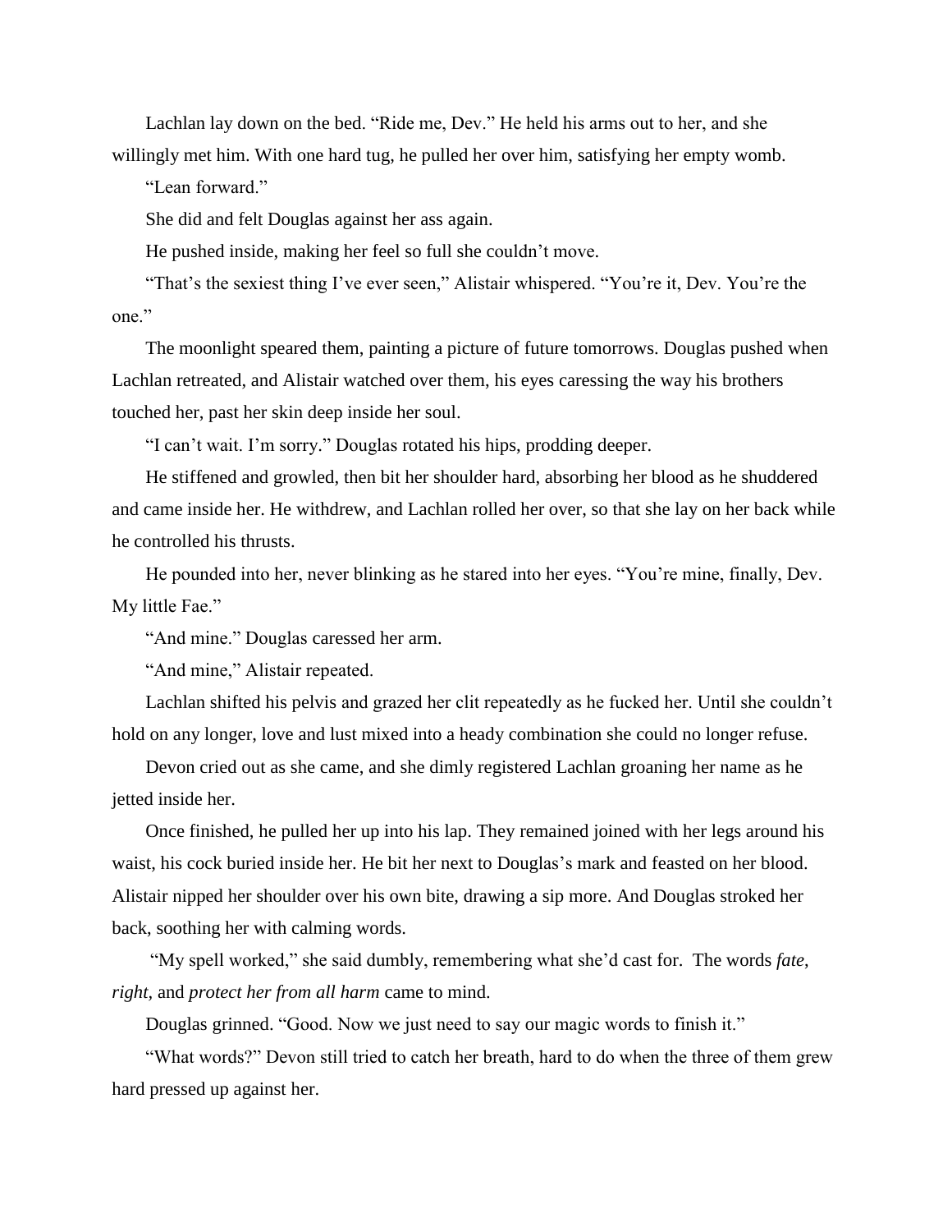Lachlan lay down on the bed. "Ride me, Dev." He held his arms out to her, and she willingly met him. With one hard tug, he pulled her over him, satisfying her empty womb.

"Lean forward."

She did and felt Douglas against her ass again.

He pushed inside, making her feel so full she couldn't move.

"That's the sexiest thing I've ever seen," Alistair whispered. "You're it, Dev. You're the one."

The moonlight speared them, painting a picture of future tomorrows. Douglas pushed when Lachlan retreated, and Alistair watched over them, his eyes caressing the way his brothers touched her, past her skin deep inside her soul.

"I can't wait. I'm sorry." Douglas rotated his hips, prodding deeper.

He stiffened and growled, then bit her shoulder hard, absorbing her blood as he shuddered and came inside her. He withdrew, and Lachlan rolled her over, so that she lay on her back while he controlled his thrusts.

He pounded into her, never blinking as he stared into her eyes. "You're mine, finally, Dev. My little Fae."

"And mine." Douglas caressed her arm.

"And mine," Alistair repeated.

Lachlan shifted his pelvis and grazed her clit repeatedly as he fucked her. Until she couldn't hold on any longer, love and lust mixed into a heady combination she could no longer refuse.

Devon cried out as she came, and she dimly registered Lachlan groaning her name as he jetted inside her.

Once finished, he pulled her up into his lap. They remained joined with her legs around his waist, his cock buried inside her. He bit her next to Douglas's mark and feasted on her blood. Alistair nipped her shoulder over his own bite, drawing a sip more. And Douglas stroked her back, soothing her with calming words.

"My spell worked," she said dumbly, remembering what she'd cast for. The words *fate, right,* and *protect her from all harm* came to mind.

Douglas grinned. "Good. Now we just need to say our magic words to finish it."

"What words?" Devon still tried to catch her breath, hard to do when the three of them grew hard pressed up against her.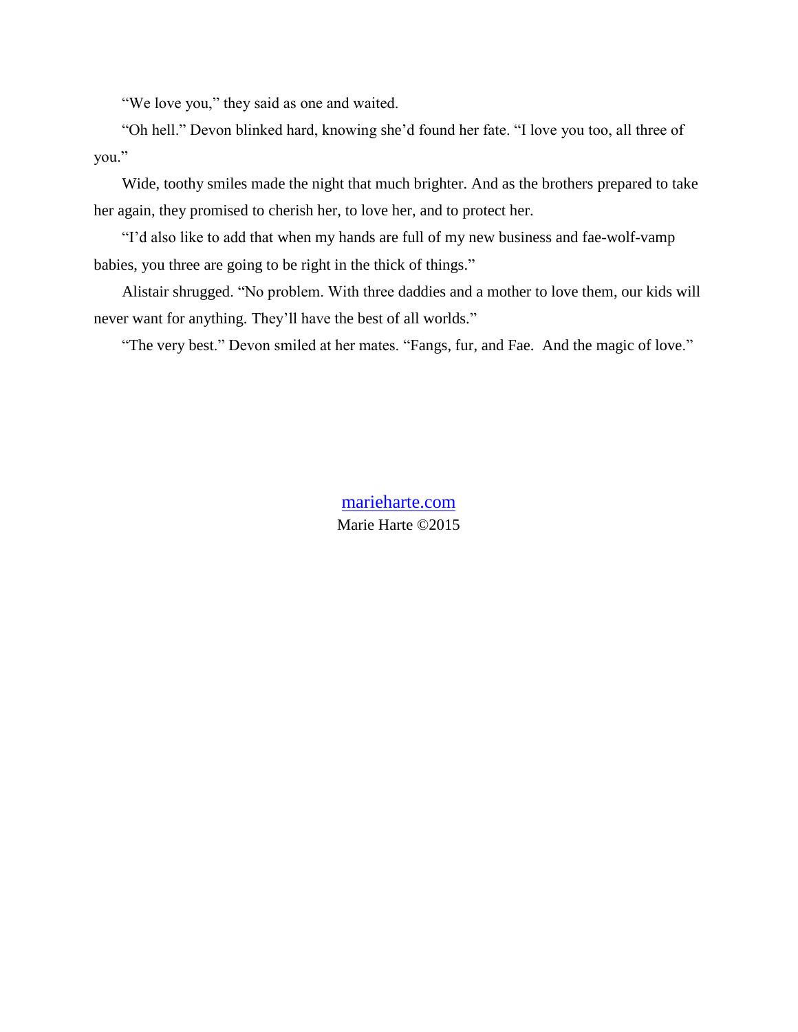"We love you," they said as one and waited.

"Oh hell." Devon blinked hard, knowing she'd found her fate. "I love you too, all three of you."

Wide, toothy smiles made the night that much brighter. And as the brothers prepared to take her again, they promised to cherish her, to love her, and to protect her.

"I'd also like to add that when my hands are full of my new business and fae-wolf-vamp babies, you three are going to be right in the thick of things."

Alistair shrugged. "No problem. With three daddies and a mother to love them, our kids will never want for anything. They'll have the best of all worlds."

"The very best." Devon smiled at her mates. "Fangs, fur, and Fae. And the magic of love."

[marieharte.com](http://marieharte.com)

Marie Harte ©2015